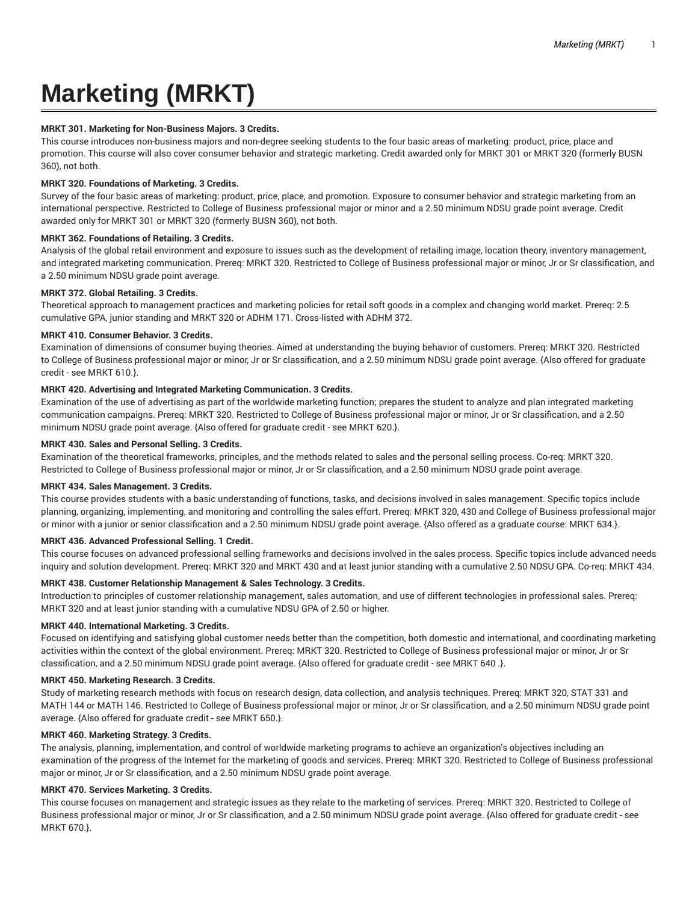# Marketing (MRKT)

**MRKT 301. Marketing for Non-Business Majors. 3 Credits.**
This course introduces non-business majors and non-degree seeking students to the four basic areas of marketing: product, price, place and promotion. This course will also cover consumer behavior and strategic marketing. Credit awarded only for MRKT 301 or MRKT 320 (formerly BUSN 360), not both.

**MRKT 320. Foundations of Marketing. 3 Credits.**
Survey of the four basic areas of marketing: product, price, place, and promotion. Exposure to consumer behavior and strategic marketing from an international perspective. Restricted to College of Business professional major or minor and a 2.50 minimum NDSU grade point average. Credit awarded only for MRKT 301 or MRKT 320 (formerly BUSN 360), not both.

**MRKT 362. Foundations of Retailing. 3 Credits.**
Analysis of the global retail environment and exposure to issues such as the development of retailing image, location theory, inventory management, and integrated marketing communication. Prereq: MRKT 320. Restricted to College of Business professional major or minor, Jr or Sr classification, and a 2.50 minimum NDSU grade point average.

**MRKT 372. Global Retailing. 3 Credits.**
Theoretical approach to management practices and marketing policies for retail soft goods in a complex and changing world market. Prereq: 2.5 cumulative GPA, junior standing and MRKT 320 or ADHM 171. Cross-listed with ADHM 372.

**MRKT 410. Consumer Behavior. 3 Credits.**
Examination of dimensions of consumer buying theories. Aimed at understanding the buying behavior of customers. Prereq: MRKT 320. Restricted to College of Business professional major or minor, Jr or Sr classification, and a 2.50 minimum NDSU grade point average. {Also offered for graduate credit - see MRKT 610.}.

**MRKT 420. Advertising and Integrated Marketing Communication. 3 Credits.**
Examination of the use of advertising as part of the worldwide marketing function; prepares the student to analyze and plan integrated marketing communication campaigns. Prereq: MRKT 320. Restricted to College of Business professional major or minor, Jr or Sr classification, and a 2.50 minimum NDSU grade point average. {Also offered for graduate credit - see MRKT 620.}.

**MRKT 430. Sales and Personal Selling. 3 Credits.**
Examination of the theoretical frameworks, principles, and the methods related to sales and the personal selling process. Co-req: MRKT 320. Restricted to College of Business professional major or minor, Jr or Sr classification, and a 2.50 minimum NDSU grade point average.

**MRKT 434. Sales Management. 3 Credits.**
This course provides students with a basic understanding of functions, tasks, and decisions involved in sales management. Specific topics include planning, organizing, implementing, and monitoring and controlling the sales effort. Prereq: MRKT 320, 430 and College of Business professional major or minor with a junior or senior classification and a 2.50 minimum NDSU grade point average. {Also offered as a graduate course: MRKT 634.}.

**MRKT 436. Advanced Professional Selling. 1 Credit.**
This course focuses on advanced professional selling frameworks and decisions involved in the sales process. Specific topics include advanced needs inquiry and solution development. Prereq: MRKT 320 and MRKT 430 and at least junior standing with a cumulative 2.50 NDSU GPA. Co-req: MRKT 434.

**MRKT 438. Customer Relationship Management & Sales Technology. 3 Credits.**
Introduction to principles of customer relationship management, sales automation, and use of different technologies in professional sales. Prereq: MRKT 320 and at least junior standing with a cumulative NDSU GPA of 2.50 or higher.

**MRKT 440. International Marketing. 3 Credits.**
Focused on identifying and satisfying global customer needs better than the competition, both domestic and international, and coordinating marketing activities within the context of the global environment. Prereq: MRKT 320. Restricted to College of Business professional major or minor, Jr or Sr classification, and a 2.50 minimum NDSU grade point average. {Also offered for graduate credit - see MRKT 640 .}.

**MRKT 450. Marketing Research. 3 Credits.**
Study of marketing research methods with focus on research design, data collection, and analysis techniques. Prereq: MRKT 320, STAT 331 and MATH 144 or MATH 146. Restricted to College of Business professional major or minor, Jr or Sr classification, and a 2.50 minimum NDSU grade point average. {Also offered for graduate credit - see MRKT 650.}.

**MRKT 460. Marketing Strategy. 3 Credits.**
The analysis, planning, implementation, and control of worldwide marketing programs to achieve an organization's objectives including an examination of the progress of the Internet for the marketing of goods and services. Prereq: MRKT 320. Restricted to College of Business professional major or minor, Jr or Sr classification, and a 2.50 minimum NDSU grade point average.

**MRKT 470. Services Marketing. 3 Credits.**
This course focuses on management and strategic issues as they relate to the marketing of services. Prereq: MRKT 320. Restricted to College of Business professional major or minor, Jr or Sr classification, and a 2.50 minimum NDSU grade point average. {Also offered for graduate credit - see MRKT 670.}.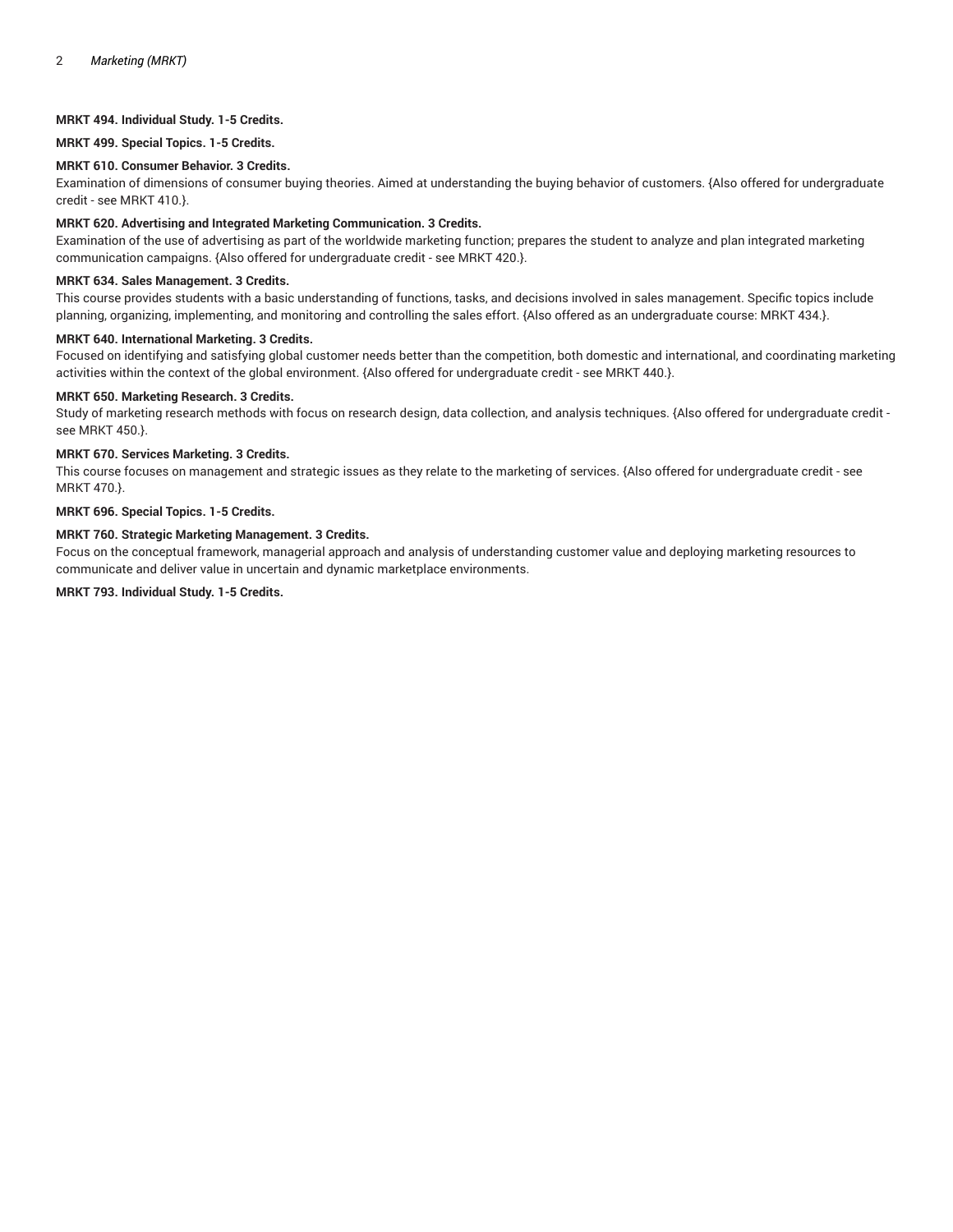**MRKT 494. Individual Study. 1-5 Credits.**

**MRKT 499. Special Topics. 1-5 Credits.**

**MRKT 610. Consumer Behavior. 3 Credits.**
Examination of dimensions of consumer buying theories. Aimed at understanding the buying behavior of customers. {Also offered for undergraduate credit - see MRKT 410.}.

**MRKT 620. Advertising and Integrated Marketing Communication. 3 Credits.**
Examination of the use of advertising as part of the worldwide marketing function; prepares the student to analyze and plan integrated marketing communication campaigns. {Also offered for undergraduate credit - see MRKT 420.}.

**MRKT 634. Sales Management. 3 Credits.**
This course provides students with a basic understanding of functions, tasks, and decisions involved in sales management. Specific topics include planning, organizing, implementing, and monitoring and controlling the sales effort. {Also offered as an undergraduate course: MRKT 434.}.

**MRKT 640. International Marketing. 3 Credits.**
Focused on identifying and satisfying global customer needs better than the competition, both domestic and international, and coordinating marketing activities within the context of the global environment. {Also offered for undergraduate credit - see MRKT 440.}.

**MRKT 650. Marketing Research. 3 Credits.**
Study of marketing research methods with focus on research design, data collection, and analysis techniques. {Also offered for undergraduate credit - see MRKT 450.}.

**MRKT 670. Services Marketing. 3 Credits.**
This course focuses on management and strategic issues as they relate to the marketing of services. {Also offered for undergraduate credit - see MRKT 470.}.

**MRKT 696. Special Topics. 1-5 Credits.**

**MRKT 760. Strategic Marketing Management. 3 Credits.**
Focus on the conceptual framework, managerial approach and analysis of understanding customer value and deploying marketing resources to communicate and deliver value in uncertain and dynamic marketplace environments.

**MRKT 793. Individual Study. 1-5 Credits.**